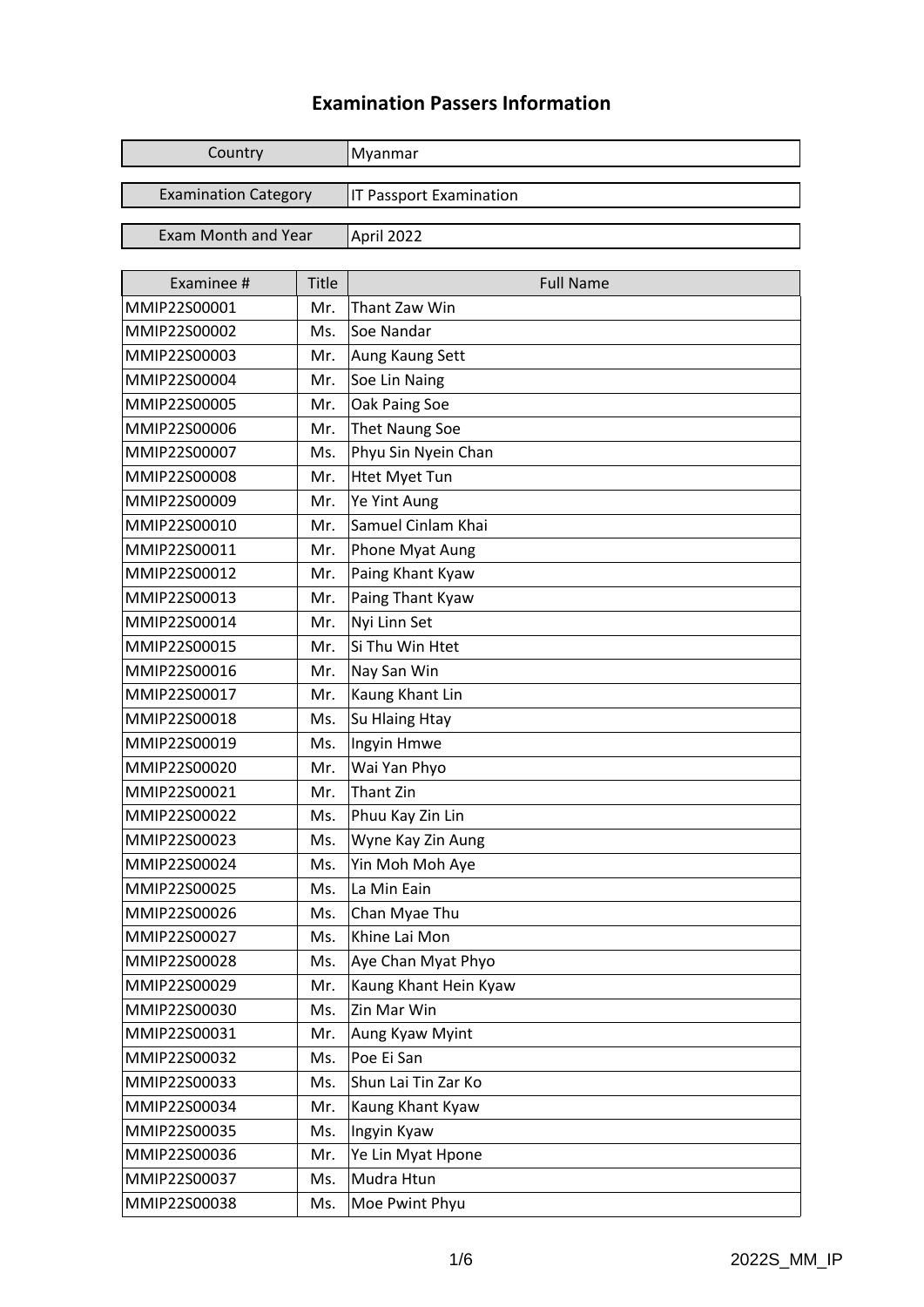# Examination Passers Information

| Country | Myanmar |
| --- | --- |
| Examination Category | IT Passport Examination |
| Exam Month and Year | April 2022 |

| Examinee # | Title | Full Name |
| --- | --- | --- |
| MMIP22S00001 | Mr. | Thant Zaw Win |
| MMIP22S00002 | Ms. | Soe Nandar |
| MMIP22S00003 | Mr. | Aung Kaung Sett |
| MMIP22S00004 | Mr. | Soe Lin Naing |
| MMIP22S00005 | Mr. | Oak Paing Soe |
| MMIP22S00006 | Mr. | Thet Naung Soe |
| MMIP22S00007 | Ms. | Phyu Sin Nyein Chan |
| MMIP22S00008 | Mr. | Htet Myet Tun |
| MMIP22S00009 | Mr. | Ye Yint Aung |
| MMIP22S00010 | Mr. | Samuel Cinlam Khai |
| MMIP22S00011 | Mr. | Phone Myat Aung |
| MMIP22S00012 | Mr. | Paing Khant Kyaw |
| MMIP22S00013 | Mr. | Paing Thant Kyaw |
| MMIP22S00014 | Mr. | Nyi Linn Set |
| MMIP22S00015 | Mr. | Si Thu Win Htet |
| MMIP22S00016 | Mr. | Nay San Win |
| MMIP22S00017 | Mr. | Kaung Khant Lin |
| MMIP22S00018 | Ms. | Su Hlaing Htay |
| MMIP22S00019 | Ms. | Ingyin Hmwe |
| MMIP22S00020 | Mr. | Wai Yan Phyo |
| MMIP22S00021 | Mr. | Thant Zin |
| MMIP22S00022 | Ms. | Phuu Kay Zin Lin |
| MMIP22S00023 | Ms. | Wyne Kay Zin Aung |
| MMIP22S00024 | Ms. | Yin Moh Moh Aye |
| MMIP22S00025 | Ms. | La Min Eain |
| MMIP22S00026 | Ms. | Chan Myae Thu |
| MMIP22S00027 | Ms. | Khine Lai Mon |
| MMIP22S00028 | Ms. | Aye Chan Myat Phyo |
| MMIP22S00029 | Mr. | Kaung Khant Hein Kyaw |
| MMIP22S00030 | Ms. | Zin Mar Win |
| MMIP22S00031 | Mr. | Aung Kyaw Myint |
| MMIP22S00032 | Ms. | Poe Ei San |
| MMIP22S00033 | Ms. | Shun Lai Tin Zar Ko |
| MMIP22S00034 | Mr. | Kaung Khant Kyaw |
| MMIP22S00035 | Ms. | Ingyin Kyaw |
| MMIP22S00036 | Mr. | Ye Lin Myat Hpone |
| MMIP22S00037 | Ms. | Mudra Htun |
| MMIP22S00038 | Ms. | Moe Pwint Phyu |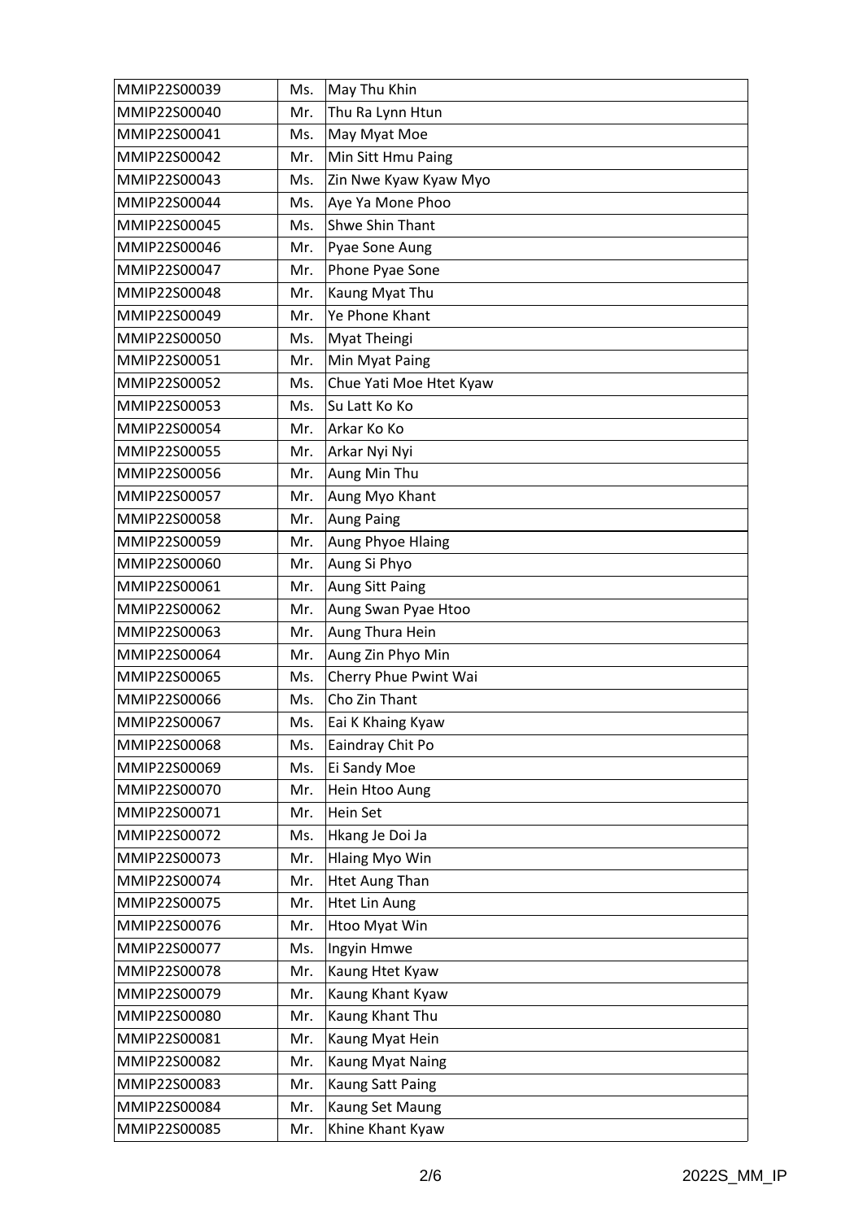| MMIP22S00039 | Ms. | May Thu Khin |
|---|---|---|
| MMIP22S00040 | Mr. | Thu Ra Lynn Htun |
| MMIP22S00041 | Ms. | May Myat Moe |
| MMIP22S00042 | Mr. | Min Sitt Hmu Paing |
| MMIP22S00043 | Ms. | Zin Nwe Kyaw Kyaw Myo |
| MMIP22S00044 | Ms. | Aye Ya Mone Phoo |
| MMIP22S00045 | Ms. | Shwe Shin Thant |
| MMIP22S00046 | Mr. | Pyae Sone Aung |
| MMIP22S00047 | Mr. | Phone Pyae Sone |
| MMIP22S00048 | Mr. | Kaung Myat Thu |
| MMIP22S00049 | Mr. | Ye Phone Khant |
| MMIP22S00050 | Ms. | Myat Theingi |
| MMIP22S00051 | Mr. | Min Myat Paing |
| MMIP22S00052 | Ms. | Chue Yati Moe Htet Kyaw |
| MMIP22S00053 | Ms. | Su Latt Ko Ko |
| MMIP22S00054 | Mr. | Arkar Ko Ko |
| MMIP22S00055 | Mr. | Arkar Nyi Nyi |
| MMIP22S00056 | Mr. | Aung Min Thu |
| MMIP22S00057 | Mr. | Aung Myo Khant |
| MMIP22S00058 | Mr. | Aung Paing |
| MMIP22S00059 | Mr. | Aung Phyoe Hlaing |
| MMIP22S00060 | Mr. | Aung Si Phyo |
| MMIP22S00061 | Mr. | Aung Sitt Paing |
| MMIP22S00062 | Mr. | Aung Swan Pyae Htoo |
| MMIP22S00063 | Mr. | Aung Thura Hein |
| MMIP22S00064 | Mr. | Aung Zin Phyo Min |
| MMIP22S00065 | Ms. | Cherry Phue Pwint Wai |
| MMIP22S00066 | Ms. | Cho Zin Thant |
| MMIP22S00067 | Ms. | Eai K Khaing Kyaw |
| MMIP22S00068 | Ms. | Eaindray Chit Po |
| MMIP22S00069 | Ms. | Ei Sandy Moe |
| MMIP22S00070 | Mr. | Hein Htoo Aung |
| MMIP22S00071 | Mr. | Hein Set |
| MMIP22S00072 | Ms. | Hkang Je Doi Ja |
| MMIP22S00073 | Mr. | Hlaing Myo Win |
| MMIP22S00074 | Mr. | Htet Aung Than |
| MMIP22S00075 | Mr. | Htet Lin Aung |
| MMIP22S00076 | Mr. | Htoo Myat Win |
| MMIP22S00077 | Ms. | Ingyin Hmwe |
| MMIP22S00078 | Mr. | Kaung Htet Kyaw |
| MMIP22S00079 | Mr. | Kaung Khant Kyaw |
| MMIP22S00080 | Mr. | Kaung Khant Thu |
| MMIP22S00081 | Mr. | Kaung Myat Hein |
| MMIP22S00082 | Mr. | Kaung Myat Naing |
| MMIP22S00083 | Mr. | Kaung Satt Paing |
| MMIP22S00084 | Mr. | Kaung Set Maung |
| MMIP22S00085 | Mr. | Khine Khant Kyaw |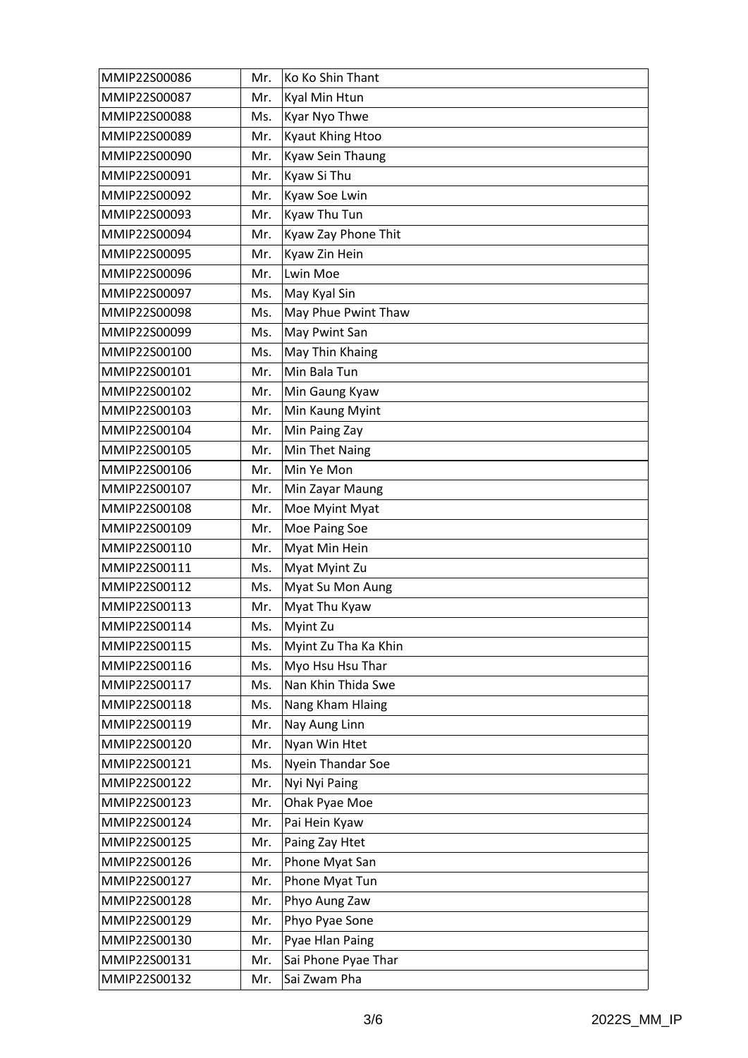| MMIP22S00086 | Mr. | Ko Ko Shin Thant |
|---|---|---|
| MMIP22S00087 | Mr. | Kyal Min Htun |
| MMIP22S00088 | Ms. | Kyar Nyo Thwe |
| MMIP22S00089 | Mr. | Kyaut Khing Htoo |
| MMIP22S00090 | Mr. | Kyaw Sein Thaung |
| MMIP22S00091 | Mr. | Kyaw Si Thu |
| MMIP22S00092 | Mr. | Kyaw Soe Lwin |
| MMIP22S00093 | Mr. | Kyaw Thu Tun |
| MMIP22S00094 | Mr. | Kyaw Zay Phone Thit |
| MMIP22S00095 | Mr. | Kyaw Zin Hein |
| MMIP22S00096 | Mr. | Lwin Moe |
| MMIP22S00097 | Ms. | May Kyal Sin |
| MMIP22S00098 | Ms. | May Phue Pwint Thaw |
| MMIP22S00099 | Ms. | May Pwint San |
| MMIP22S00100 | Ms. | May Thin Khaing |
| MMIP22S00101 | Mr. | Min Bala Tun |
| MMIP22S00102 | Mr. | Min Gaung Kyaw |
| MMIP22S00103 | Mr. | Min Kaung Myint |
| MMIP22S00104 | Mr. | Min Paing Zay |
| MMIP22S00105 | Mr. | Min Thet Naing |
| MMIP22S00106 | Mr. | Min Ye Mon |
| MMIP22S00107 | Mr. | Min Zayar Maung |
| MMIP22S00108 | Mr. | Moe Myint Myat |
| MMIP22S00109 | Mr. | Moe Paing Soe |
| MMIP22S00110 | Mr. | Myat Min Hein |
| MMIP22S00111 | Ms. | Myat Myint Zu |
| MMIP22S00112 | Ms. | Myat Su Mon Aung |
| MMIP22S00113 | Mr. | Myat Thu Kyaw |
| MMIP22S00114 | Ms. | Myint Zu |
| MMIP22S00115 | Ms. | Myint Zu Tha Ka Khin |
| MMIP22S00116 | Ms. | Myo Hsu Hsu Thar |
| MMIP22S00117 | Ms. | Nan Khin Thida Swe |
| MMIP22S00118 | Ms. | Nang Kham Hlaing |
| MMIP22S00119 | Mr. | Nay Aung Linn |
| MMIP22S00120 | Mr. | Nyan Win Htet |
| MMIP22S00121 | Ms. | Nyein Thandar Soe |
| MMIP22S00122 | Mr. | Nyi Nyi Paing |
| MMIP22S00123 | Mr. | Ohak Pyae Moe |
| MMIP22S00124 | Mr. | Pai Hein Kyaw |
| MMIP22S00125 | Mr. | Paing Zay Htet |
| MMIP22S00126 | Mr. | Phone Myat San |
| MMIP22S00127 | Mr. | Phone Myat Tun |
| MMIP22S00128 | Mr. | Phyo Aung Zaw |
| MMIP22S00129 | Mr. | Phyo Pyae Sone |
| MMIP22S00130 | Mr. | Pyae Hlan Paing |
| MMIP22S00131 | Mr. | Sai Phone Pyae Thar |
| MMIP22S00132 | Mr. | Sai Zwam Pha |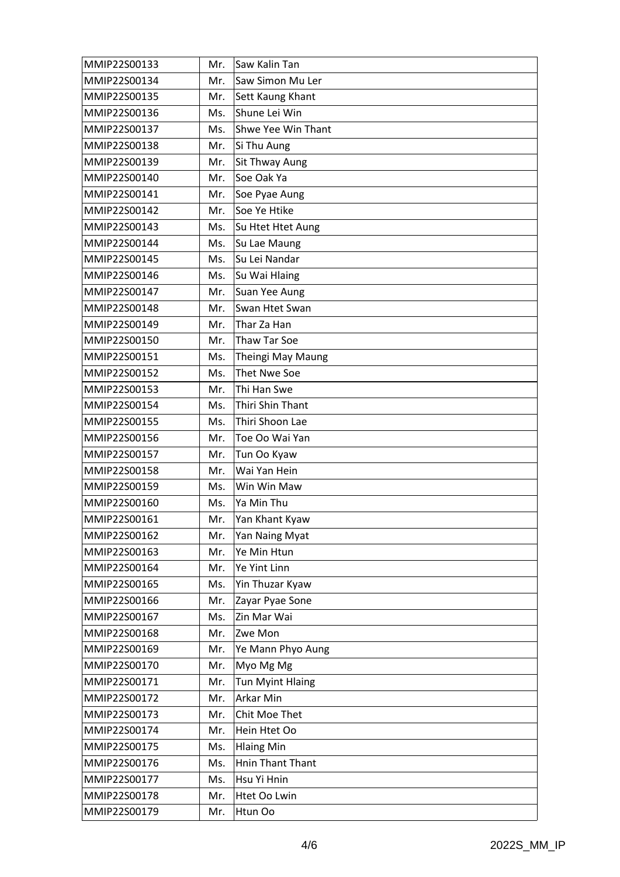| MMIP22S00133 | Mr. | Saw Kalin Tan |
|---|---|---|
| MMIP22S00134 | Mr. | Saw Simon Mu Ler |
| MMIP22S00135 | Mr. | Sett Kaung Khant |
| MMIP22S00136 | Ms. | Shune Lei Win |
| MMIP22S00137 | Ms. | Shwe Yee Win Thant |
| MMIP22S00138 | Mr. | Si Thu Aung |
| MMIP22S00139 | Mr. | Sit Thway Aung |
| MMIP22S00140 | Mr. | Soe Oak Ya |
| MMIP22S00141 | Mr. | Soe Pyae Aung |
| MMIP22S00142 | Mr. | Soe Ye Htike |
| MMIP22S00143 | Ms. | Su Htet Htet Aung |
| MMIP22S00144 | Ms. | Su Lae Maung |
| MMIP22S00145 | Ms. | Su Lei Nandar |
| MMIP22S00146 | Ms. | Su Wai Hlaing |
| MMIP22S00147 | Mr. | Suan Yee Aung |
| MMIP22S00148 | Mr. | Swan Htet Swan |
| MMIP22S00149 | Mr. | Thar Za Han |
| MMIP22S00150 | Mr. | Thaw Tar Soe |
| MMIP22S00151 | Ms. | Theingi May Maung |
| MMIP22S00152 | Ms. | Thet Nwe Soe |
| MMIP22S00153 | Mr. | Thi Han Swe |
| MMIP22S00154 | Ms. | Thiri Shin Thant |
| MMIP22S00155 | Ms. | Thiri Shoon Lae |
| MMIP22S00156 | Mr. | Toe Oo Wai Yan |
| MMIP22S00157 | Mr. | Tun Oo Kyaw |
| MMIP22S00158 | Mr. | Wai Yan Hein |
| MMIP22S00159 | Ms. | Win Win Maw |
| MMIP22S00160 | Ms. | Ya Min Thu |
| MMIP22S00161 | Mr. | Yan Khant Kyaw |
| MMIP22S00162 | Mr. | Yan Naing Myat |
| MMIP22S00163 | Mr. | Ye Min Htun |
| MMIP22S00164 | Mr. | Ye Yint Linn |
| MMIP22S00165 | Ms. | Yin Thuzar Kyaw |
| MMIP22S00166 | Mr. | Zayar Pyae Sone |
| MMIP22S00167 | Ms. | Zin Mar Wai |
| MMIP22S00168 | Mr. | Zwe Mon |
| MMIP22S00169 | Mr. | Ye Mann Phyo Aung |
| MMIP22S00170 | Mr. | Myo Mg Mg |
| MMIP22S00171 | Mr. | Tun Myint Hlaing |
| MMIP22S00172 | Mr. | Arkar Min |
| MMIP22S00173 | Mr. | Chit Moe Thet |
| MMIP22S00174 | Mr. | Hein Htet Oo |
| MMIP22S00175 | Ms. | Hlaing Min |
| MMIP22S00176 | Ms. | Hnin Thant Thant |
| MMIP22S00177 | Ms. | Hsu Yi Hnin |
| MMIP22S00178 | Mr. | Htet Oo Lwin |
| MMIP22S00179 | Mr. | Htun Oo |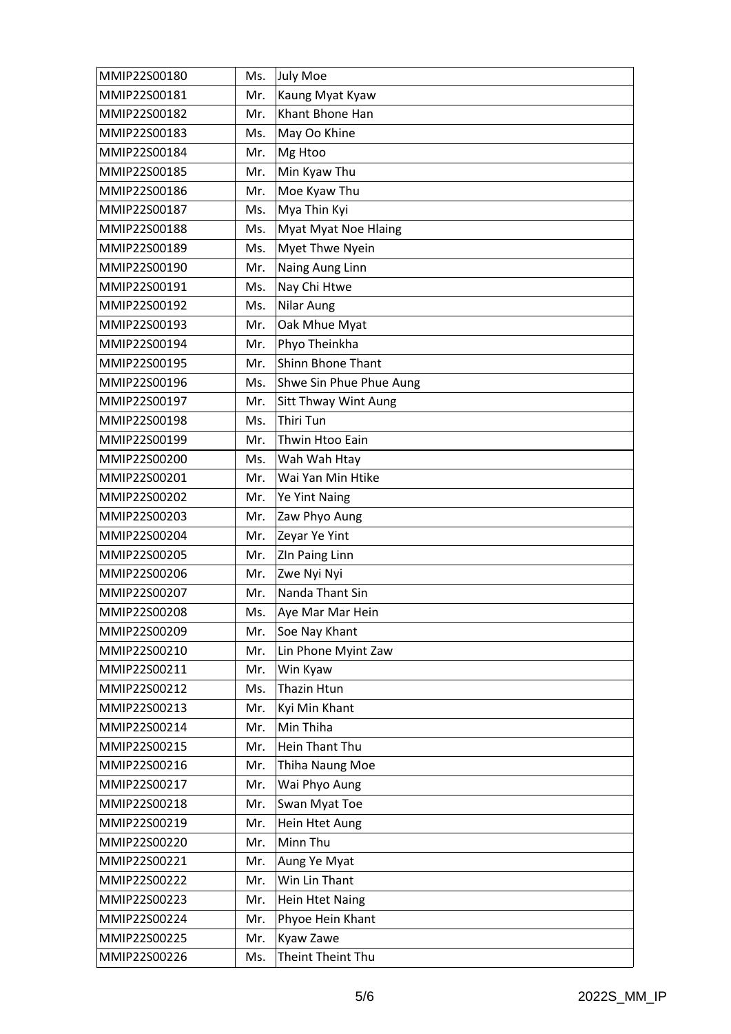| | | |
|---|---|---|
| MMIP22S00180 | Ms. | July Moe |
| MMIP22S00181 | Mr. | Kaung Myat Kyaw |
| MMIP22S00182 | Mr. | Khant Bhone Han |
| MMIP22S00183 | Ms. | May Oo Khine |
| MMIP22S00184 | Mr. | Mg Htoo |
| MMIP22S00185 | Mr. | Min Kyaw Thu |
| MMIP22S00186 | Mr. | Moe Kyaw Thu |
| MMIP22S00187 | Ms. | Mya Thin Kyi |
| MMIP22S00188 | Ms. | Myat Myat Noe Hlaing |
| MMIP22S00189 | Ms. | Myet Thwe Nyein |
| MMIP22S00190 | Mr. | Naing Aung Linn |
| MMIP22S00191 | Ms. | Nay Chi Htwe |
| MMIP22S00192 | Ms. | Nilar Aung |
| MMIP22S00193 | Mr. | Oak Mhue Myat |
| MMIP22S00194 | Mr. | Phyo Theinkha |
| MMIP22S00195 | Mr. | Shinn Bhone Thant |
| MMIP22S00196 | Ms. | Shwe Sin Phue Phue Aung |
| MMIP22S00197 | Mr. | Sitt Thway Wint Aung |
| MMIP22S00198 | Ms. | Thiri Tun |
| MMIP22S00199 | Mr. | Thwin Htoo Eain |
| MMIP22S00200 | Ms. | Wah Wah Htay |
| MMIP22S00201 | Mr. | Wai Yan Min Htike |
| MMIP22S00202 | Mr. | Ye Yint Naing |
| MMIP22S00203 | Mr. | Zaw Phyo Aung |
| MMIP22S00204 | Mr. | Zeyar Ye Yint |
| MMIP22S00205 | Mr. | ZIn Paing Linn |
| MMIP22S00206 | Mr. | Zwe Nyi Nyi |
| MMIP22S00207 | Mr. | Nanda Thant Sin |
| MMIP22S00208 | Ms. | Aye Mar Mar Hein |
| MMIP22S00209 | Mr. | Soe Nay Khant |
| MMIP22S00210 | Mr. | Lin Phone Myint Zaw |
| MMIP22S00211 | Mr. | Win Kyaw |
| MMIP22S00212 | Ms. | Thazin Htun |
| MMIP22S00213 | Mr. | Kyi Min Khant |
| MMIP22S00214 | Mr. | Min Thiha |
| MMIP22S00215 | Mr. | Hein Thant Thu |
| MMIP22S00216 | Mr. | Thiha Naung Moe |
| MMIP22S00217 | Mr. | Wai Phyo Aung |
| MMIP22S00218 | Mr. | Swan Myat Toe |
| MMIP22S00219 | Mr. | Hein Htet Aung |
| MMIP22S00220 | Mr. | Minn Thu |
| MMIP22S00221 | Mr. | Aung Ye Myat |
| MMIP22S00222 | Mr. | Win Lin Thant |
| MMIP22S00223 | Mr. | Hein Htet Naing |
| MMIP22S00224 | Mr. | Phyoe Hein Khant |
| MMIP22S00225 | Mr. | Kyaw Zawe |
| MMIP22S00226 | Ms. | Theint Theint Thu |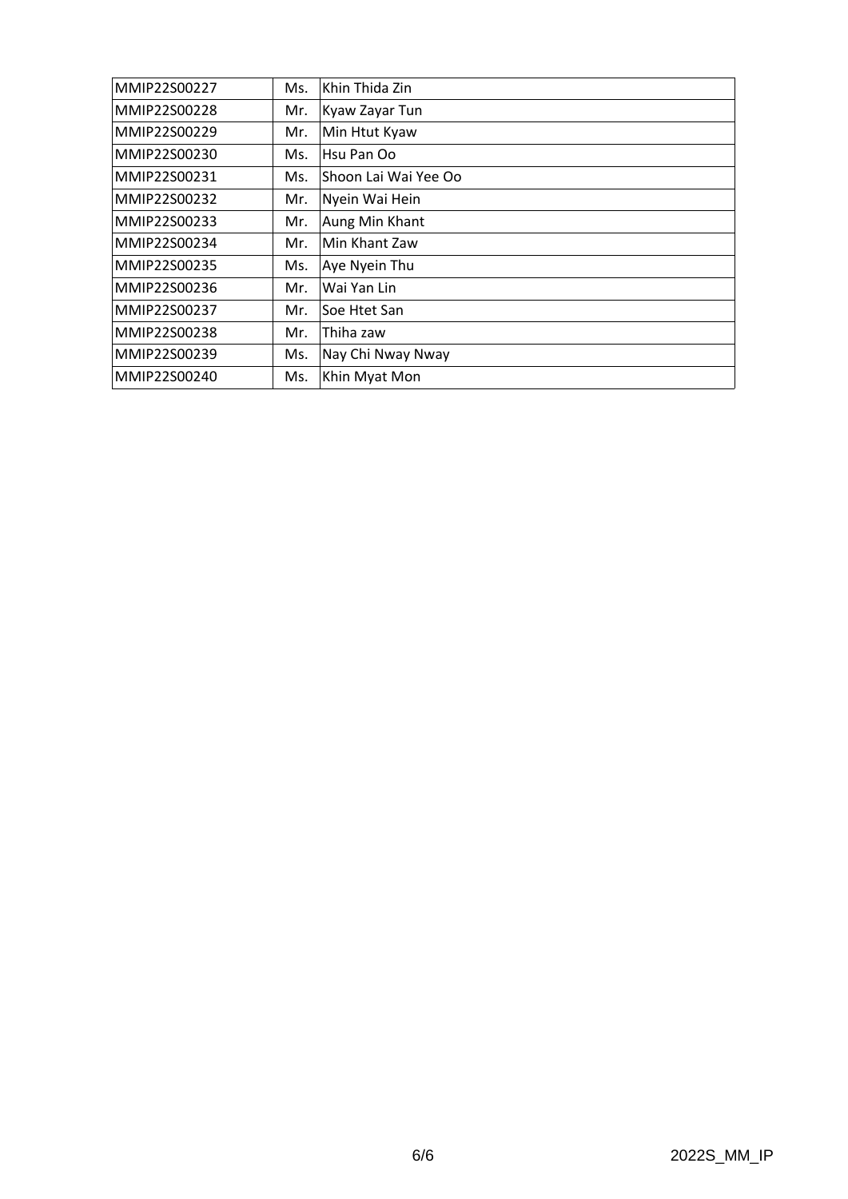| | | |
|---|---|---|
| MMIP22S00227 | Ms. | Khin Thida Zin |
| MMIP22S00228 | Mr. | Kyaw Zayar Tun |
| MMIP22S00229 | Mr. | Min Htut Kyaw |
| MMIP22S00230 | Ms. | Hsu Pan Oo |
| MMIP22S00231 | Ms. | Shoon Lai Wai Yee Oo |
| MMIP22S00232 | Mr. | Nyein Wai Hein |
| MMIP22S00233 | Mr. | Aung Min Khant |
| MMIP22S00234 | Mr. | Min Khant Zaw |
| MMIP22S00235 | Ms. | Aye Nyein Thu |
| MMIP22S00236 | Mr. | Wai Yan Lin |
| MMIP22S00237 | Mr. | Soe Htet San |
| MMIP22S00238 | Mr. | Thiha zaw |
| MMIP22S00239 | Ms. | Nay Chi Nway Nway |
| MMIP22S00240 | Ms. | Khin Myat Mon |